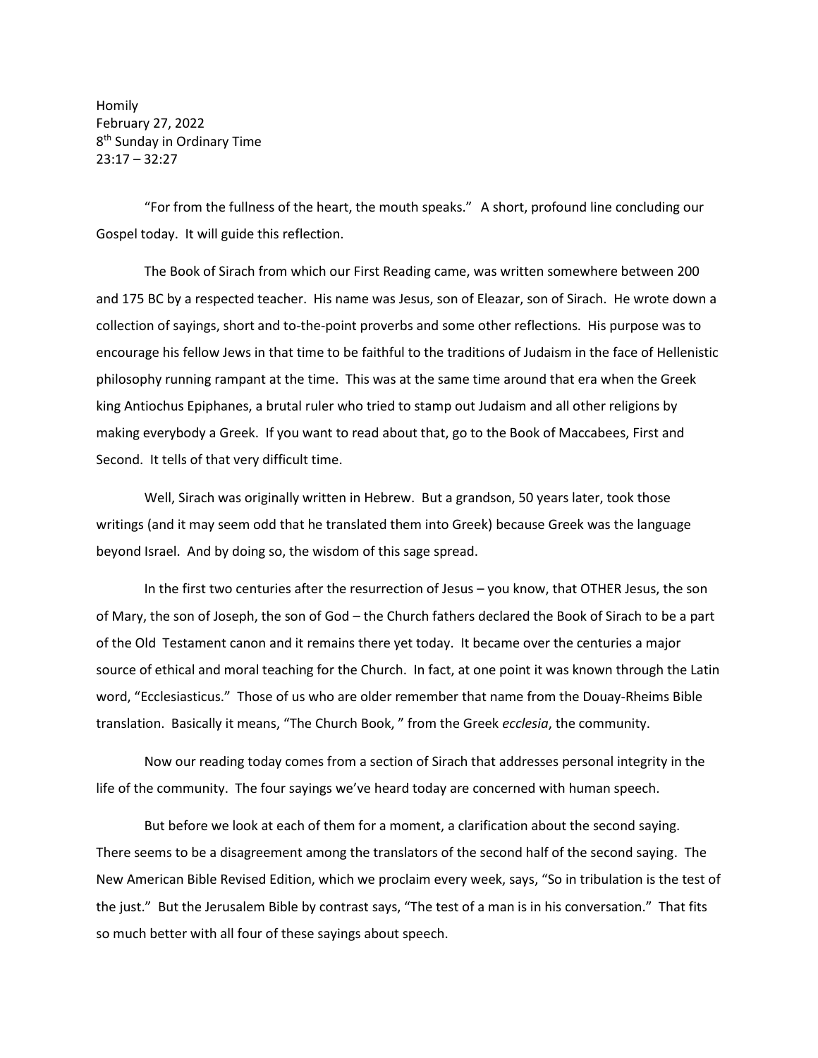Homily
February 27, 2022
8th Sunday in Ordinary Time
23:17 – 32:27

"For from the fullness of the heart, the mouth speaks." A short, profound line concluding our Gospel today. It will guide this reflection.

The Book of Sirach from which our First Reading came, was written somewhere between 200 and 175 BC by a respected teacher. His name was Jesus, son of Eleazar, son of Sirach. He wrote down a collection of sayings, short and to-the-point proverbs and some other reflections. His purpose was to encourage his fellow Jews in that time to be faithful to the traditions of Judaism in the face of Hellenistic philosophy running rampant at the time. This was at the same time around that era when the Greek king Antiochus Epiphanes, a brutal ruler who tried to stamp out Judaism and all other religions by making everybody a Greek. If you want to read about that, go to the Book of Maccabees, First and Second. It tells of that very difficult time.

Well, Sirach was originally written in Hebrew. But a grandson, 50 years later, took those writings (and it may seem odd that he translated them into Greek) because Greek was the language beyond Israel. And by doing so, the wisdom of this sage spread.

In the first two centuries after the resurrection of Jesus – you know, that OTHER Jesus, the son of Mary, the son of Joseph, the son of God – the Church fathers declared the Book of Sirach to be a part of the Old Testament canon and it remains there yet today. It became over the centuries a major source of ethical and moral teaching for the Church. In fact, at one point it was known through the Latin word, "Ecclesiasticus." Those of us who are older remember that name from the Douay-Rheims Bible translation. Basically it means, "The Church Book, " from the Greek *ecclesia*, the community.

Now our reading today comes from a section of Sirach that addresses personal integrity in the life of the community. The four sayings we've heard today are concerned with human speech.

But before we look at each of them for a moment, a clarification about the second saying. There seems to be a disagreement among the translators of the second half of the second saying. The New American Bible Revised Edition, which we proclaim every week, says, "So in tribulation is the test of the just." But the Jerusalem Bible by contrast says, "The test of a man is in his conversation." That fits so much better with all four of these sayings about speech.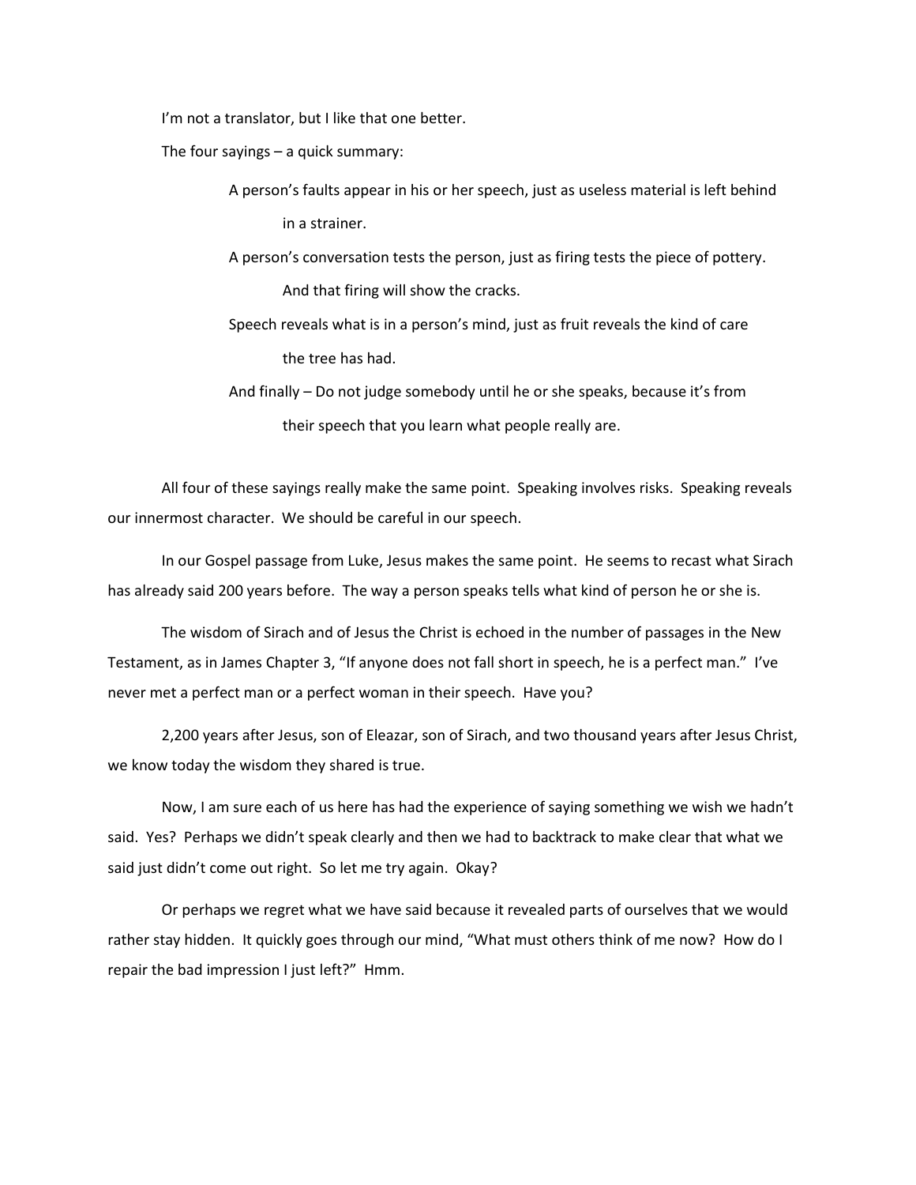I'm not a translator, but I like that one better.

The four sayings – a quick summary:

> A person's faults appear in his or her speech, just as useless material is left behind in a strainer.
>
> A person's conversation tests the person, just as firing tests the piece of pottery. And that firing will show the cracks.
>
> Speech reveals what is in a person's mind, just as fruit reveals the kind of care the tree has had.
>
> And finally – Do not judge somebody until he or she speaks, because it's from their speech that you learn what people really are.

All four of these sayings really make the same point. Speaking involves risks. Speaking reveals our innermost character. We should be careful in our speech.

In our Gospel passage from Luke, Jesus makes the same point. He seems to recast what Sirach has already said 200 years before. The way a person speaks tells what kind of person he or she is.

The wisdom of Sirach and of Jesus the Christ is echoed in the number of passages in the New Testament, as in James Chapter 3, "If anyone does not fall short in speech, he is a perfect man." I've never met a perfect man or a perfect woman in their speech. Have you?

2,200 years after Jesus, son of Eleazar, son of Sirach, and two thousand years after Jesus Christ, we know today the wisdom they shared is true.

Now, I am sure each of us here has had the experience of saying something we wish we hadn't said. Yes? Perhaps we didn't speak clearly and then we had to backtrack to make clear that what we said just didn't come out right. So let me try again. Okay?

Or perhaps we regret what we have said because it revealed parts of ourselves that we would rather stay hidden. It quickly goes through our mind, "What must others think of me now? How do I repair the bad impression I just left?" Hmm.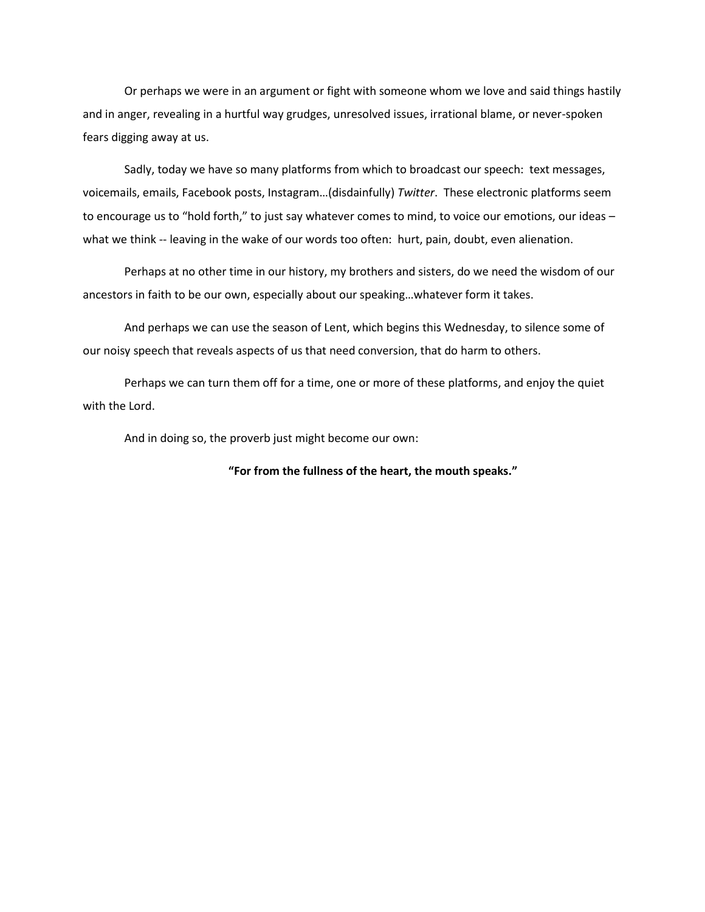Or perhaps we were in an argument or fight with someone whom we love and said things hastily and in anger, revealing in a hurtful way grudges, unresolved issues, irrational blame, or never-spoken fears digging away at us.

Sadly, today we have so many platforms from which to broadcast our speech: text messages, voicemails, emails, Facebook posts, Instagram…(disdainfully) *Twitter*. These electronic platforms seem to encourage us to "hold forth," to just say whatever comes to mind, to voice our emotions, our ideas – what we think -- leaving in the wake of our words too often: hurt, pain, doubt, even alienation.

Perhaps at no other time in our history, my brothers and sisters, do we need the wisdom of our ancestors in faith to be our own, especially about our speaking…whatever form it takes.

And perhaps we can use the season of Lent, which begins this Wednesday, to silence some of our noisy speech that reveals aspects of us that need conversion, that do harm to others.

Perhaps we can turn them off for a time, one or more of these platforms, and enjoy the quiet with the Lord.

And in doing so, the proverb just might become our own:

**"For from the fullness of the heart, the mouth speaks."**